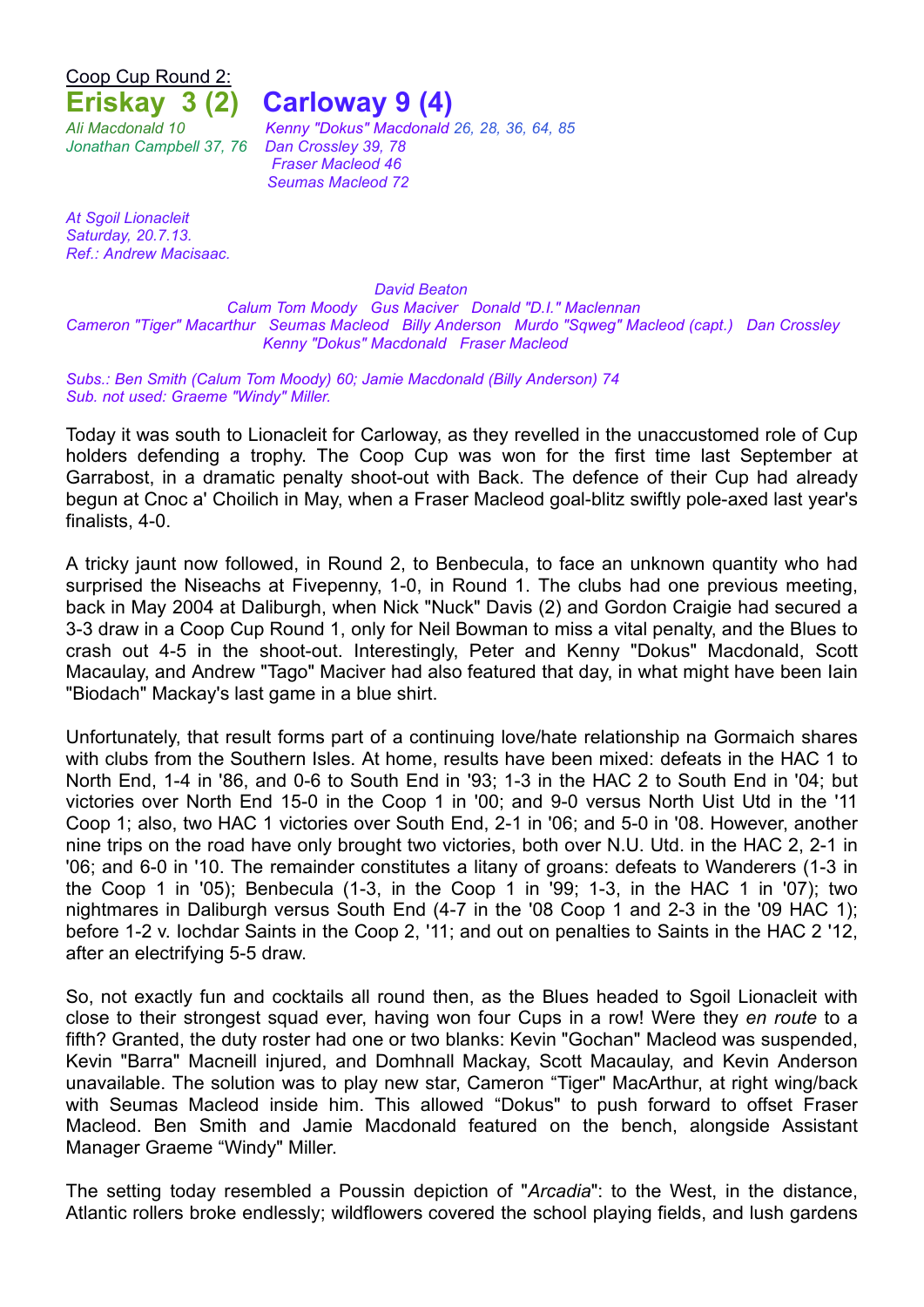Coop Cup Round 2:

# Eriskay 3 (2) Carloway 9 (4)

*Ali Macdonald 10*
*Jonathan Campbell 37, 76*

*Kenny "Dokus" Macdonald 26, 28, 36, 64, 85*
*Dan Crossley 39, 78*
*Fraser Macleod 46*
*Seumas Macleod 72*

*At Sgoil Lionacleit*
*Saturday, 20.7.13.*
*Ref.: Andrew Macisaac.*

*David Beaton*
*Calum Tom Moody   Gus Maciver   Donald "D.I." Maclennan*
*Cameron "Tiger" Macarthur   Seumas Macleod   Billy Anderson   Murdo "Sqweg" Macleod (capt.)   Dan Crossley*
*Kenny "Dokus" Macdonald   Fraser Macleod*

*Subs.: Ben Smith (Calum Tom Moody) 60; Jamie Macdonald (Billy Anderson) 74*
*Sub. not used: Graeme "Windy" Miller.*

Today it was south to Lionacleit for Carloway, as they revelled in the unaccustomed role of Cup holders defending a trophy. The Coop Cup was won for the first time last September at Garrabost, in a dramatic penalty shoot-out with Back. The defence of their Cup had already begun at Cnoc a' Choilich in May, when a Fraser Macleod goal-blitz swiftly pole-axed last year's finalists, 4-0.

A tricky jaunt now followed, in Round 2, to Benbecula, to face an unknown quantity who had surprised the Niseachs at Fivepenny, 1-0, in Round 1. The clubs had one previous meeting, back in May 2004 at Daliburgh, when Nick "Nuck" Davis (2) and Gordon Craigie had secured a 3-3 draw in a Coop Cup Round 1, only for Neil Bowman to miss a vital penalty, and the Blues to crash out 4-5 in the shoot-out. Interestingly, Peter and Kenny "Dokus" Macdonald, Scott Macaulay, and Andrew "Tago" Maciver had also featured that day, in what might have been Iain "Biodach" Mackay's last game in a blue shirt.

Unfortunately, that result forms part of a continuing love/hate relationship na Gormaich shares with clubs from the Southern Isles. At home, results have been mixed: defeats in the HAC 1 to North End, 1-4 in '86, and 0-6 to South End in '93; 1-3 in the HAC 2 to South End in '04; but victories over North End 15-0 in the Coop 1 in '00; and 9-0 versus North Uist Utd in the '11 Coop 1; also, two HAC 1 victories over South End, 2-1 in '06; and 5-0 in '08. However, another nine trips on the road have only brought two victories, both over N.U. Utd. in the HAC 2, 2-1 in '06; and 6-0 in '10. The remainder constitutes a litany of groans: defeats to Wanderers (1-3 in the Coop 1 in '05); Benbecula (1-3, in the Coop 1 in '99; 1-3, in the HAC 1 in '07); two nightmares in Daliburgh versus South End (4-7 in the '08 Coop 1 and 2-3 in the '09 HAC 1); before 1-2 v. Iochdar Saints in the Coop 2, '11; and out on penalties to Saints in the HAC 2 '12, after an electrifying 5-5 draw.

So, not exactly fun and cocktails all round then, as the Blues headed to Sgoil Lionacleit with close to their strongest squad ever, having won four Cups in a row! Were they *en route* to a fifth? Granted, the duty roster had one or two blanks: Kevin "Gochan" Macleod was suspended, Kevin "Barra" Macneill injured, and Domhnall Mackay, Scott Macaulay, and Kevin Anderson unavailable. The solution was to play new star, Cameron "Tiger" MacArthur, at right wing/back with Seumas Macleod inside him. This allowed "Dokus" to push forward to offset Fraser Macleod. Ben Smith and Jamie Macdonald featured on the bench, alongside Assistant Manager Graeme "Windy" Miller.

The setting today resembled a Poussin depiction of "*Arcadia*": to the West, in the distance, Atlantic rollers broke endlessly; wildflowers covered the school playing fields, and lush gardens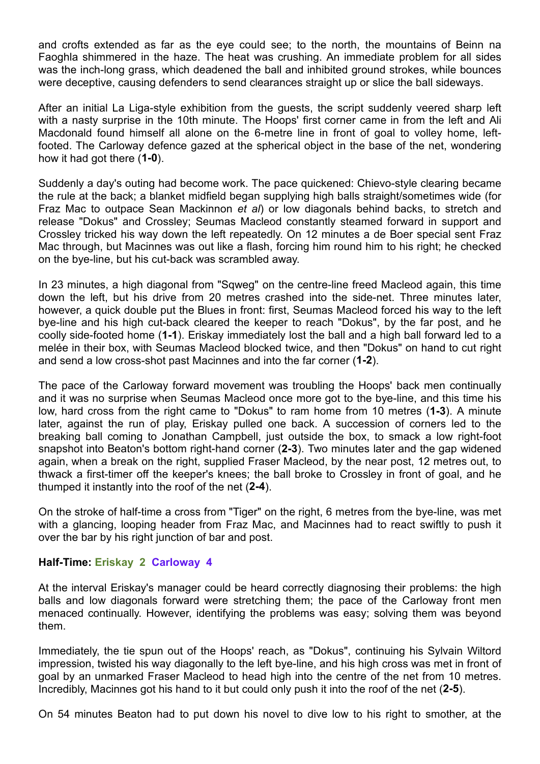and crofts extended as far as the eye could see; to the north, the mountains of Beinn na Faoghla shimmered in the haze. The heat was crushing. An immediate problem for all sides was the inch-long grass, which deadened the ball and inhibited ground strokes, while bounces were deceptive, causing defenders to send clearances straight up or slice the ball sideways.

After an initial La Liga-style exhibition from the guests, the script suddenly veered sharp left with a nasty surprise in the 10th minute. The Hoops' first corner came in from the left and Ali Macdonald found himself all alone on the 6-metre line in front of goal to volley home, left-footed. The Carloway defence gazed at the spherical object in the base of the net, wondering how it had got there (**1-0**).

Suddenly a day's outing had become work. The pace quickened: Chievo-style clearing became the rule at the back; a blanket midfield began supplying high balls straight/sometimes wide (for Fraz Mac to outpace Sean Mackinnon *et al*) or low diagonals behind backs, to stretch and release "Dokus" and Crossley; Seumas Macleod constantly steamed forward in support and Crossley tricked his way down the left repeatedly. On 12 minutes a de Boer special sent Fraz Mac through, but Macinnes was out like a flash, forcing him round him to his right; he checked on the bye-line, but his cut-back was scrambled away.

In 23 minutes, a high diagonal from "Sqweg" on the centre-line freed Macleod again, this time down the left, but his drive from 20 metres crashed into the side-net. Three minutes later, however, a quick double put the Blues in front: first, Seumas Macleod forced his way to the left bye-line and his high cut-back cleared the keeper to reach "Dokus", by the far post, and he coolly side-footed home (**1-1**). Eriskay immediately lost the ball and a high ball forward led to a melée in their box, with Seumas Macleod blocked twice, and then "Dokus" on hand to cut right and send a low cross-shot past Macinnes and into the far corner (**1-2**).

The pace of the Carloway forward movement was troubling the Hoops' back men continually and it was no surprise when Seumas Macleod once more got to the bye-line, and this time his low, hard cross from the right came to "Dokus" to ram home from 10 metres (**1-3**). A minute later, against the run of play, Eriskay pulled one back. A succession of corners led to the breaking ball coming to Jonathan Campbell, just outside the box, to smack a low right-foot snapshot into Beaton's bottom right-hand corner (**2-3**). Two minutes later and the gap widened again, when a break on the right, supplied Fraser Macleod, by the near post, 12 metres out, to thwack a first-timer off the keeper's knees; the ball broke to Crossley in front of goal, and he thumped it instantly into the roof of the net (**2-4**).

On the stroke of half-time a cross from "Tiger" on the right, 6 metres from the bye-line, was met with a glancing, looping header from Fraz Mac, and Macinnes had to react swiftly to push it over the bar by his right junction of bar and post.

**Half-Time: Eriskay 2 Carloway 4**

At the interval Eriskay's manager could be heard correctly diagnosing their problems: the high balls and low diagonals forward were stretching them; the pace of the Carloway front men menaced continually. However, identifying the problems was easy; solving them was beyond them.

Immediately, the tie spun out of the Hoops' reach, as "Dokus", continuing his Sylvain Wiltord impression, twisted his way diagonally to the left bye-line, and his high cross was met in front of goal by an unmarked Fraser Macleod to head high into the centre of the net from 10 metres. Incredibly, Macinnes got his hand to it but could only push it into the roof of the net (**2-5**).

On 54 minutes Beaton had to put down his novel to dive low to his right to smother, at the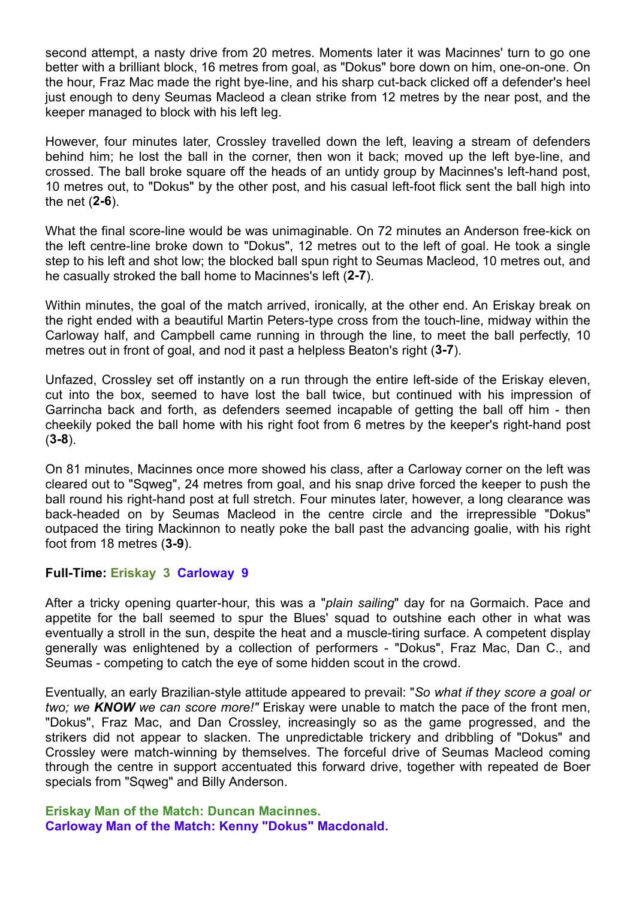second attempt, a nasty drive from 20 metres. Moments later it was Macinnes' turn to go one better with a brilliant block, 16 metres from goal, as "Dokus" bore down on him, one-on-one. On the hour, Fraz Mac made the right bye-line, and his sharp cut-back clicked off a defender's heel just enough to deny Seumas Macleod a clean strike from 12 metres by the near post, and the keeper managed to block with his left leg.

However, four minutes later, Crossley travelled down the left, leaving a stream of defenders behind him; he lost the ball in the corner, then won it back; moved up the left bye-line, and crossed. The ball broke square off the heads of an untidy group by Macinnes's left-hand post, 10 metres out, to "Dokus" by the other post, and his casual left-foot flick sent the ball high into the net (**2-6**).

What the final score-line would be was unimaginable. On 72 minutes an Anderson free-kick on the left centre-line broke down to "Dokus", 12 metres out to the left of goal. He took a single step to his left and shot low; the blocked ball spun right to Seumas Macleod, 10 metres out, and he casually stroked the ball home to Macinnes's left (**2-7**).

Within minutes, the goal of the match arrived, ironically, at the other end. An Eriskay break on the right ended with a beautiful Martin Peters-type cross from the touch-line, midway within the Carloway half, and Campbell came running in through the line, to meet the ball perfectly, 10 metres out in front of goal, and nod it past a helpless Beaton's right (**3-7**).

Unfazed, Crossley set off instantly on a run through the entire left-side of the Eriskay eleven, cut into the box, seemed to have lost the ball twice, but continued with his impression of Garrincha back and forth, as defenders seemed incapable of getting the ball off him - then cheekily poked the ball home with his right foot from 6 metres by the keeper's right-hand post (**3-8**).

On 81 minutes, Macinnes once more showed his class, after a Carloway corner on the left was cleared out to "Sqweg", 24 metres from goal, and his snap drive forced the keeper to push the ball round his right-hand post at full stretch. Four minutes later, however, a long clearance was back-headed on by Seumas Macleod in the centre circle and the irrepressible "Dokus" outpaced the tiring Mackinnon to neatly poke the ball past the advancing goalie, with his right foot from 18 metres (**3-9**).

**Full-Time: Eriskay 3 Carloway 9**

After a tricky opening quarter-hour, this was a "*plain sailing*" day for na Gormaich. Pace and appetite for the ball seemed to spur the Blues' squad to outshine each other in what was eventually a stroll in the sun, despite the heat and a muscle-tiring surface. A competent display generally was enlightened by a collection of performers - "Dokus", Fraz Mac, Dan C., and Seumas - competing to catch the eye of some hidden scout in the crowd.

Eventually, an early Brazilian-style attitude appeared to prevail: "*So what if they score a goal or two; we **KNOW** we can score more!"* Eriskay were unable to match the pace of the front men, "Dokus", Fraz Mac, and Dan Crossley, increasingly so as the game progressed, and the strikers did not appear to slacken. The unpredictable trickery and dribbling of "Dokus" and Crossley were match-winning by themselves. The forceful drive of Seumas Macleod coming through the centre in support accentuated this forward drive, together with repeated de Boer specials from "Sqweg" and Billy Anderson.

**Eriskay Man of the Match: Duncan Macinnes.**
**Carloway Man of the Match: Kenny "Dokus" Macdonald.**